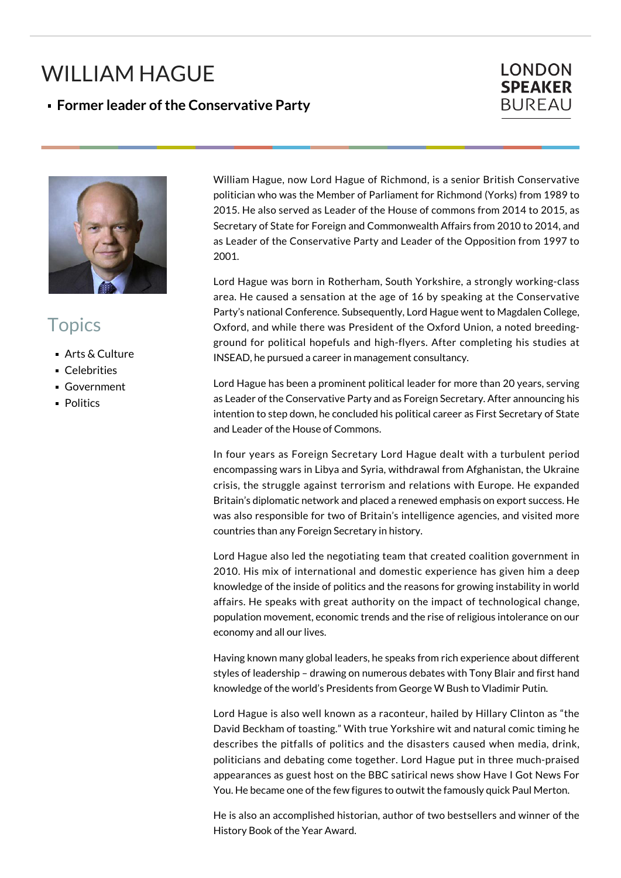# WILLIAM HAGUE

- **Former leader of the Conservative Party**

LONDON **SPEAKER** BUREAU

## Topics

- Arts & Culture
- Celebrities
- Government
- Politics

William Hague, now Lord Hague of Richmond, is a senior British Conservative politician who was the Member of Parliament for Richmond (Yorks) from 1989 to 2015. He also served as Leader of the House of commons from 2014 to 2015, as Secretary of State for Foreign and Commonwealth Affairs from 2010 to 2014, and as Leader of the Conservative Party and Leader of the Opposition from 1997 to 2001.

Lord Hague was born in Rotherham, South Yorkshire, a strongly working-class area. He caused a sensation at the age of 16 by speaking at the Conservative Party's national Conference. Subsequently, Lord Hague went to Magdalen College, Oxford, and while there was President of the Oxford Union, a noted breeding-ground for political hopefuls and high-flyers. After completing his studies at INSEAD, he pursued a career in management consultancy.

Lord Hague has been a prominent political leader for more than 20 years, serving as Leader of the Conservative Party and as Foreign Secretary. After announcing his intention to step down, he concluded his political career as First Secretary of State and Leader of the House of Commons.

In four years as Foreign Secretary Lord Hague dealt with a turbulent period encompassing wars in Libya and Syria, withdrawal from Afghanistan, the Ukraine crisis, the struggle against terrorism and relations with Europe. He expanded Britain's diplomatic network and placed a renewed emphasis on export success. He was also responsible for two of Britain's intelligence agencies, and visited more countries than any Foreign Secretary in history.

Lord Hague also led the negotiating team that created coalition government in 2010. His mix of international and domestic experience has given him a deep knowledge of the inside of politics and the reasons for growing instability in world affairs. He speaks with great authority on the impact of technological change, population movement, economic trends and the rise of religious intolerance on our economy and all our lives.

Having known many global leaders, he speaks from rich experience about different styles of leadership – drawing on numerous debates with Tony Blair and first hand knowledge of the world's Presidents from George W Bush to Vladimir Putin.

Lord Hague is also well known as a raconteur, hailed by Hillary Clinton as "the David Beckham of toasting." With true Yorkshire wit and natural comic timing he describes the pitfalls of politics and the disasters caused when media, drink, politicians and debating come together. Lord Hague put in three much-praised appearances as guest host on the BBC satirical news show Have I Got News For You. He became one of the few figures to outwit the famously quick Paul Merton.

He is also an accomplished historian, author of two bestsellers and winner of the History Book of the Year Award.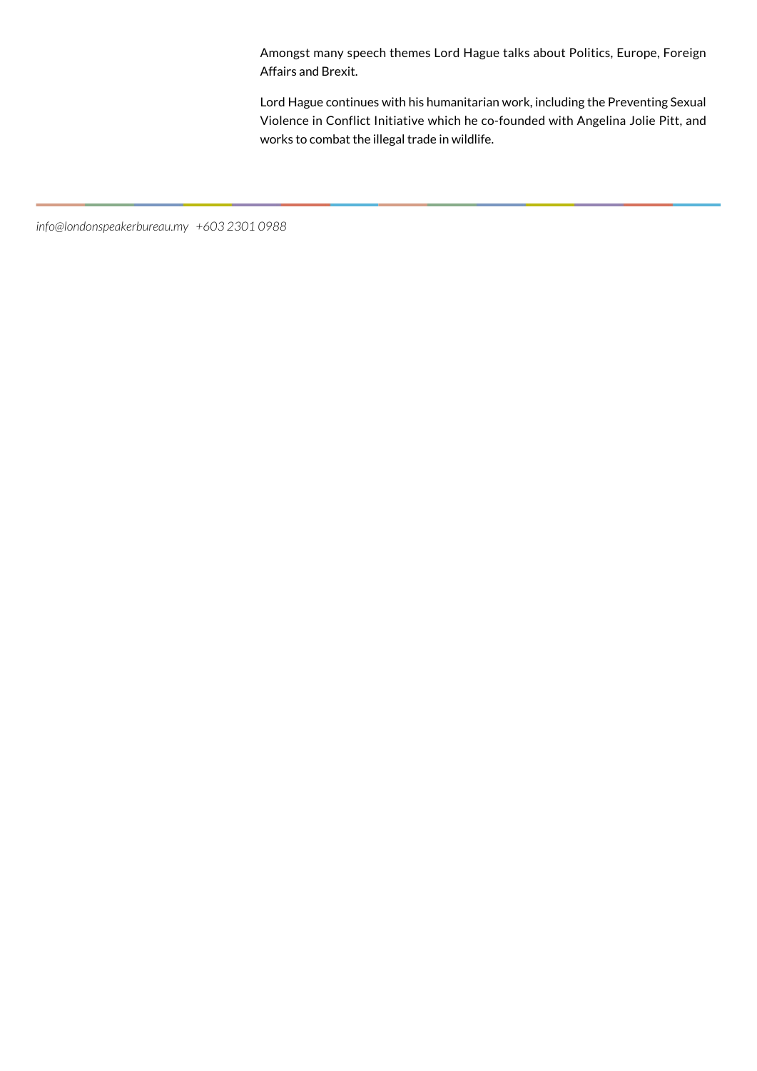Amongst many speech themes Lord Hague talks about Politics, Europe, Foreign Affairs and Brexit.

Lord Hague continues with his humanitarian work, including the Preventing Sexual Violence in Conflict Initiative which he co-founded with Angelina Jolie Pitt, and works to combat the illegal trade in wildlife.